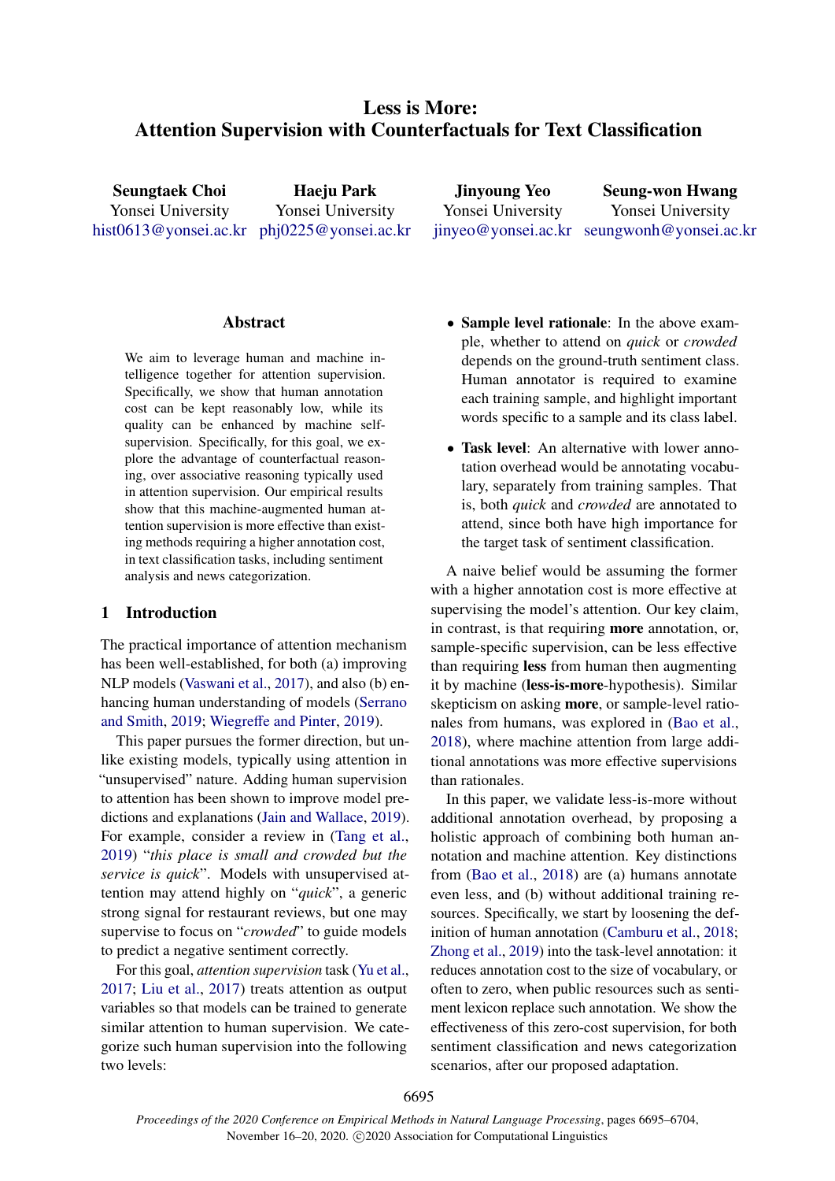# Less is More: Attention Supervision with Counterfactuals for Text Classification

**Seungtaek Choi**
Yonsei University
hist0613@yonsei.ac.kr

**Haeju Park**
Yonsei University
phj0225@yonsei.ac.kr

**Jinyoung Yeo**
Yonsei University
jinyeo@yonsei.ac.kr

**Seung-won Hwang**
Yonsei University
seungwonh@yonsei.ac.kr

## Abstract

We aim to leverage human and machine intelligence together for attention supervision. Specifically, we show that human annotation cost can be kept reasonably low, while its quality can be enhanced by machine self-supervision. Specifically, for this goal, we explore the advantage of counterfactual reasoning, over associative reasoning typically used in attention supervision. Our empirical results show that this machine-augmented human attention supervision is more effective than existing methods requiring a higher annotation cost, in text classification tasks, including sentiment analysis and news categorization.

## 1 Introduction

The practical importance of attention mechanism has been well-established, for both (a) improving NLP models (Vaswani et al., 2017), and also (b) enhancing human understanding of models (Serrano and Smith, 2019; Wiegreffe and Pinter, 2019).

This paper pursues the former direction, but unlike existing models, typically using attention in "unsupervised" nature. Adding human supervision to attention has been shown to improve model predictions and explanations (Jain and Wallace, 2019). For example, consider a review in (Tang et al., 2019) "*this place is small and crowded but the service is quick*". Models with unsupervised attention may attend highly on "*quick*", a generic strong signal for restaurant reviews, but one may supervise to focus on "*crowded*" to guide models to predict a negative sentiment correctly.

For this goal, *attention supervision* task (Yu et al., 2017; Liu et al., 2017) treats attention as output variables so that models can be trained to generate similar attention to human supervision. We categorize such human supervision into the following two levels:

- **Sample level rationale**: In the above example, whether to attend on *quick* or *crowded* depends on the ground-truth sentiment class. Human annotator is required to examine each training sample, and highlight important words specific to a sample and its class label.
- **Task level**: An alternative with lower annotation overhead would be annotating vocabulary, separately from training samples. That is, both *quick* and *crowded* are annotated to attend, since both have high importance for the target task of sentiment classification.

A naive belief would be assuming the former with a higher annotation cost is more effective at supervising the model's attention. Our key claim, in contrast, is that requiring **more** annotation, or, sample-specific supervision, can be less effective than requiring **less** from human then augmenting it by machine (**less-is-more**-hypothesis). Similar skepticism on asking **more**, or sample-level rationales from humans, was explored in (Bao et al., 2018), where machine attention from large additional annotations was more effective supervisions than rationales.

In this paper, we validate less-is-more without additional annotation overhead, by proposing a holistic approach of combining both human annotation and machine attention. Key distinctions from (Bao et al., 2018) are (a) humans annotate even less, and (b) without additional training resources. Specifically, we start by loosening the definition of human annotation (Camburu et al., 2018; Zhong et al., 2019) into the task-level annotation: it reduces annotation cost to the size of vocabulary, or often to zero, when public resources such as sentiment lexicon replace such annotation. We show the effectiveness of this zero-cost supervision, for both sentiment classification and news categorization scenarios, after our proposed adaptation.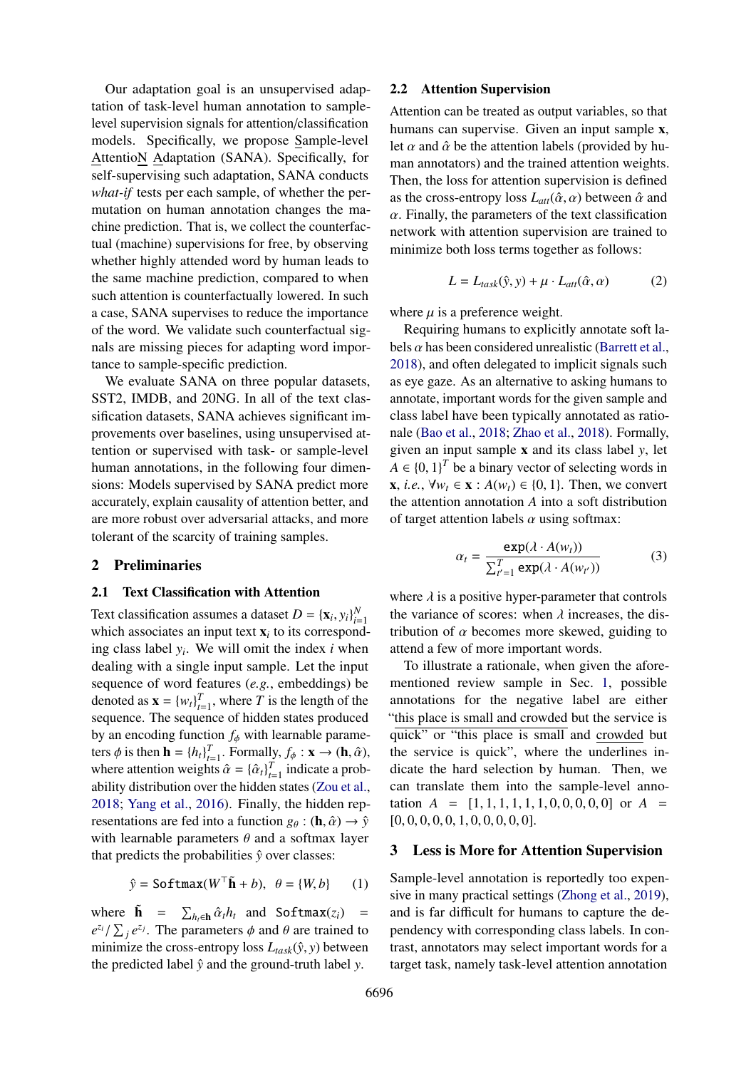Our adaptation goal is an unsupervised adaptation of task-level human annotation to sample-level supervision signals for attention/classification models. Specifically, we propose Sample-level AttentioN Adaptation (SANA). Specifically, for self-supervising such adaptation, SANA conducts *what-if* tests per each sample, of whether the permutation on human annotation changes the machine prediction. That is, we collect the counterfactual (machine) supervisions for free, by observing whether highly attended word by human leads to the same machine prediction, compared to when such attention is counterfactually lowered. In such a case, SANA supervises to reduce the importance of the word. We validate such counterfactual signals are missing pieces for adapting word importance to sample-specific prediction.

We evaluate SANA on three popular datasets, SST2, IMDB, and 20NG. In all of the text classification datasets, SANA achieves significant improvements over baselines, using unsupervised attention or supervised with task- or sample-level human annotations, in the following four dimensions: Models supervised by SANA predict more accurately, explain causality of attention better, and are more robust over adversarial attacks, and more tolerant of the scarcity of training samples.

## 2 Preliminaries

### 2.1 Text Classification with Attention

Text classification assumes a dataset $D = \{\mathbf{x}_i, y_i\}_{i=1}^N$ which associates an input text $\mathbf{x}_i$ to its corresponding class label $y_i$. We will omit the index $i$ when dealing with a single input sample. Let the input sequence of word features (*e.g.*, embeddings) be denoted as $\mathbf{x} = \{w_t\}_{t=1}^T$, where $T$ is the length of the sequence. The sequence of hidden states produced by an encoding function $f_\phi$ with learnable parameters $\phi$ is then $\mathbf{h} = \{h_t\}_{t=1}^T$. Formally, $f_\phi : \mathbf{x} \to (\mathbf{h}, \hat{\alpha})$, where attention weights $\hat{\alpha} = \{\hat{\alpha}_t\}_{t=1}^T$ indicate a probability distribution over the hidden states (Zou et al., 2018; Yang et al., 2016). Finally, the hidden representations are fed into a function $g_\theta : (\mathbf{h}, \hat{\alpha}) \to \hat{y}$ with learnable parameters $\theta$ and a softmax layer that predicts the probabilities $\hat{y}$ over classes:

$$\hat{y} = \texttt{Softmax}(W^\top \tilde{\mathbf{h}} + b), \quad \theta = \{W, b\} \tag{1}$$

where $\tilde{\mathbf{h}} = \sum_{h_t \in \mathbf{h}} \hat{\alpha}_t h_t$ and $\texttt{Softmax}(z_i) = e^{z_i} / \sum_j e^{z_j}$. The parameters $\phi$ and $\theta$ are trained to minimize the cross-entropy loss $L_{task}(\hat{y}, y)$ between the predicted label $\hat{y}$ and the ground-truth label $y$.

### 2.2 Attention Supervision

Attention can be treated as output variables, so that humans can supervise. Given an input sample $\mathbf{x}$, let $\alpha$ and $\hat{\alpha}$ be the attention labels (provided by human annotators) and the trained attention weights. Then, the loss for attention supervision is defined as the cross-entropy loss $L_{att}(\hat{\alpha}, \alpha)$ between $\hat{\alpha}$ and $\alpha$. Finally, the parameters of the text classification network with attention supervision are trained to minimize both loss terms together as follows:

$$L = L_{task}(\hat{y}, y) + \mu \cdot L_{att}(\hat{\alpha}, \alpha) \tag{2}$$

where $\mu$ is a preference weight.

Requiring humans to explicitly annotate soft labels $\alpha$ has been considered unrealistic (Barrett et al., 2018), and often delegated to implicit signals such as eye gaze. As an alternative to asking humans to annotate, important words for the given sample and class label have been typically annotated as rationale (Bao et al., 2018; Zhao et al., 2018). Formally, given an input sample $\mathbf{x}$ and its class label $y$, let $A \in \{0, 1\}^T$ be a binary vector of selecting words in $\mathbf{x}$, *i.e.*, $\forall w_t \in \mathbf{x} : A(w_t) \in \{0, 1\}$. Then, we convert the attention annotation $A$ into a soft distribution of target attention labels $\alpha$ using softmax:

$$\alpha_t = \frac{\texttt{exp}(\lambda \cdot A(w_t))}{\sum_{t'=1}^T \texttt{exp}(\lambda \cdot A(w_{t'}))} \tag{3}$$

where $\lambda$ is a positive hyper-parameter that controls the variance of scores: when $\lambda$ increases, the distribution of $\alpha$ becomes more skewed, guiding to attend a few of more important words.

To illustrate a rationale, when given the aforementioned review sample in Sec. 1, possible annotations for the negative label are either "<u>this place is small and crowded</u> but the service is quick" or "this place is <u>small</u> and <u>crowded</u> but the service is quick", where the underlines indicate the hard selection by human. Then, we can translate them into the sample-level annotation $A = [1, 1, 1, 1, 1, 1, 0, 0, 0, 0, 0]$ or $A = [0, 0, 0, 0, 0, 1, 0, 0, 0, 0, 0]$.

## 3 Less is More for Attention Supervision

Sample-level annotation is reportedly too expensive in many practical settings (Zhong et al., 2019), and is far difficult for humans to capture the dependency with corresponding class labels. In contrast, annotators may select important words for a target task, namely task-level attention annotation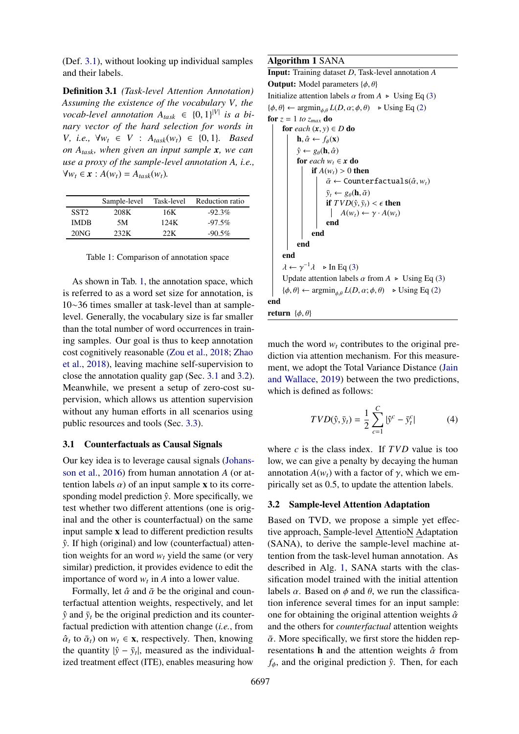(Def. 3.1), without looking up individual samples and their labels.

**Definition 3.1** *(Task-level Attention Annotation) Assuming the existence of the vocabulary $V$, the vocab-level annotation $A_{task} \in \{0,1\}^{|V|}$ is a binary vector of the hard selection for words in $V$, i.e., $\forall w_t \in V : A_{task}(w_t) \in \{0,1\}$. Based on $A_{task}$, when given an input sample $\boldsymbol{x}$, we can use a proxy of the sample-level annotation $A$, i.e., $\forall w_t \in \boldsymbol{x} : A(w_t) = A_{task}(w_t)$.*

| | Sample-level | Task-level | Reduction ratio |
|---|---|---|---|
| SST2 | 208K | 16K | -92.3% |
| IMDB | 5M | 124K | -97.5% |
| 20NG | 232K | 22K | -90.5% |

Table 1: Comparison of annotation space

As shown in Tab. 1, the annotation space, which is referred to as a word set size for annotation, is 10~36 times smaller at task-level than at sample-level. Generally, the vocabulary size is far smaller than the total number of word occurrences in training samples. Our goal is thus to keep annotation cost cognitively reasonable (Zou et al., 2018; Zhao et al., 2018), leaving machine self-supervision to close the annotation quality gap (Sec. 3.1 and 3.2). Meanwhile, we present a setup of zero-cost supervision, which allows us attention supervision without any human efforts in all scenarios using public resources and tools (Sec. 3.3).

### 3.1 Counterfactuals as Causal Signals

Our key idea is to leverage causal signals (Johansson et al., 2016) from human annotation $A$ (or attention labels $\alpha$) of an input sample $\mathbf{x}$ to its corresponding model prediction $\hat{y}$. More specifically, we test whether two different attentions (one is original and the other is counterfactual) on the same input sample $\mathbf{x}$ lead to different prediction results $\hat{y}$. If high (original) and low (counterfactual) attention weights for an word $w_t$ yield the same (or very similar) prediction, it provides evidence to edit the importance of word $w_t$ in $A$ into a lower value.

Formally, let $\hat{\alpha}$ and $\bar{\alpha}$ be the original and counterfactual attention weights, respectively, and let $\hat{y}$ and $\bar{y}_t$ be the original prediction and its counterfactual prediction with attention change (*i.e.*, from $\hat{\alpha}_t$ to $\bar{\alpha}_t$) on $w_t \in \mathbf{x}$, respectively. Then, knowing the quantity $|\hat{y} - \bar{y}_t|$, measured as the individualized treatment effect (ITE), enables measuring how much the word $w_t$ contributes to the original prediction via attention mechanism. For this measurement, we adopt the Total Variance Distance (Jain and Wallace, 2019) between the two predictions, which is defined as follows:

$$TVD(\hat{y}, \bar{y}_t) = \frac{1}{2}\sum_{c=1}^{C} |\hat{y}^c - \bar{y}_t^c| \tag{4}$$

where $c$ is the class index. If $TVD$ value is too low, we can give a penalty by decaying the human annotation $A(w_t)$ with a factor of $\gamma$, which we empirically set as 0.5, to update the attention labels.

**Algorithm 1** SANA

**Input:** Training dataset $D$, Task-level annotation $A$
**Output:** Model parameters $\{\phi, \theta\}$

```
Initialize attention labels α from A        ▷ Using Eq (3)
{φ, θ} ← argmin_{φ,θ} L(D, α; φ, θ)          ▷ Using Eq (2)
for z = 1 to z_max do
    for each (x, y) ∈ D do
        h, α̂ ← f_φ(x)
        ŷ ← g_θ(h, α̂)
        for each w_t ∈ x do
            if A(w_t) > 0 then
                ᾱ ← Counterfactuals(α̂, w_t)
                ȳ_t ← g_θ(h, ᾱ)
                if TVD(ŷ, ȳ_t) < ε then
                    A(w_t) ← γ · A(w_t)
                end
            end
        end
    end
    λ ← γ^{-1} λ                              ▷ In Eq (3)
    Update attention labels α from A          ▷ Using Eq (3)
    {φ, θ} ← argmin_{φ,θ} L(D, α; φ, θ)      ▷ Using Eq (2)
end
return {φ, θ}
```

### 3.2 Sample-level Attention Adaptation

Based on TVD, we propose a simple yet effective approach, Sample-level AttentioN Adaptation (SANA), to derive the sample-level machine attention from the task-level human annotation. As described in Alg. 1, SANA starts with the classification model trained with the initial attention labels $\alpha$. Based on $\phi$ and $\theta$, we run the classification inference several times for an input sample: one for obtaining the original attention weights $\hat{\alpha}$ and the others for *counterfactual* attention weights $\bar{\alpha}$. More specifically, we first store the hidden representations $\mathbf{h}$ and the attention weights $\hat{\alpha}$ from $f_\phi$, and the original prediction $\hat{y}$. Then, for each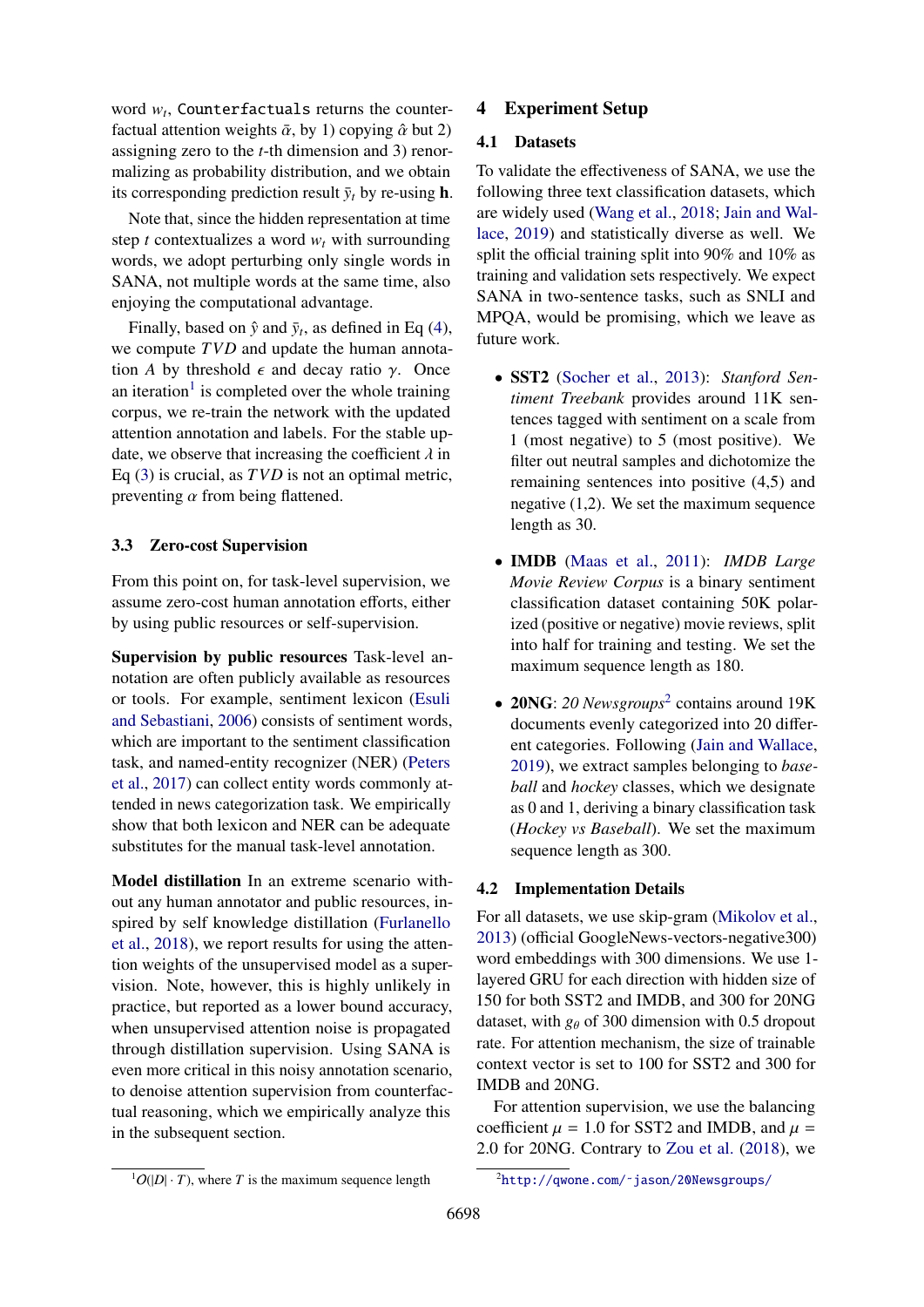word $w_t$, `Counterfactuals` returns the counterfactual attention weights $\bar{\alpha}$, by 1) copying $\hat{\alpha}$ but 2) assigning zero to the $t$-th dimension and 3) renormalizing as probability distribution, and we obtain its corresponding prediction result $\bar{y}_t$ by re-using $\mathbf{h}$.

Note that, since the hidden representation at time step $t$ contextualizes a word $w_t$ with surrounding words, we adopt perturbing only single words in SANA, not multiple words at the same time, also enjoying the computational advantage.

Finally, based on $\hat{y}$ and $\bar{y}_t$, as defined in Eq (4), we compute $TVD$ and update the human annotation $A$ by threshold $\epsilon$ and decay ratio $\gamma$. Once an iteration[1] is completed over the whole training corpus, we re-train the network with the updated attention annotation and labels. For the stable update, we observe that increasing the coefficient $\lambda$ in Eq (3) is crucial, as $TVD$ is not an optimal metric, preventing $\alpha$ from being flattened.

### 3.3 Zero-cost Supervision

From this point on, for task-level supervision, we assume zero-cost human annotation efforts, either by using public resources or self-supervision.

**Supervision by public resources** Task-level annotation are often publicly available as resources or tools. For example, sentiment lexicon (Esuli and Sebastiani, 2006) consists of sentiment words, which are important to the sentiment classification task, and named-entity recognizer (NER) (Peters et al., 2017) can collect entity words commonly attended in news categorization task. We empirically show that both lexicon and NER can be adequate substitutes for the manual task-level annotation.

**Model distillation** In an extreme scenario without any human annotator and public resources, inspired by self knowledge distillation (Furlanello et al., 2018), we report results for using the attention weights of the unsupervised model as a supervision. Note, however, this is highly unlikely in practice, but reported as a lower bound accuracy, when unsupervised attention noise is propagated through distillation supervision. Using SANA is even more critical in this noisy annotation scenario, to denoise attention supervision from counterfactual reasoning, which we empirically analyze this in the subsequent section.

[1] $O(|D| \cdot T)$, where $T$ is the maximum sequence length

## 4 Experiment Setup

### 4.1 Datasets

To validate the effectiveness of SANA, we use the following three text classification datasets, which are widely used (Wang et al., 2018; Jain and Wallace, 2019) and statistically diverse as well. We split the official training split into 90% and 10% as training and validation sets respectively. We expect SANA in two-sentence tasks, such as SNLI and MPQA, would be promising, which we leave as future work.

- **SST2** (Socher et al., 2013): *Stanford Sentiment Treebank* provides around 11K sentences tagged with sentiment on a scale from 1 (most negative) to 5 (most positive). We filter out neutral samples and dichotomize the remaining sentences into positive (4,5) and negative (1,2). We set the maximum sequence length as 30.
- **IMDB** (Maas et al., 2011): *IMDB Large Movie Review Corpus* is a binary sentiment classification dataset containing 50K polarized (positive or negative) movie reviews, split into half for training and testing. We set the maximum sequence length as 180.
- **20NG**: *20 Newsgroups*[2] contains around 19K documents evenly categorized into 20 different categories. Following (Jain and Wallace, 2019), we extract samples belonging to *baseball* and *hockey* classes, which we designate as 0 and 1, deriving a binary classification task (*Hockey vs Baseball*). We set the maximum sequence length as 300.

### 4.2 Implementation Details

For all datasets, we use skip-gram (Mikolov et al., 2013) (official GoogleNews-vectors-negative300) word embeddings with 300 dimensions. We use 1-layered GRU for each direction with hidden size of 150 for both SST2 and IMDB, and 300 for 20NG dataset, with $g_\theta$ of 300 dimension with 0.5 dropout rate. For attention mechanism, the size of trainable context vector is set to 100 for SST2 and 300 for IMDB and 20NG.

For attention supervision, we use the balancing coefficient $\mu = 1.0$ for SST2 and IMDB, and $\mu = 2.0$ for 20NG. Contrary to Zou et al. (2018), we

[2] http://qwone.com/~jason/20Newsgroups/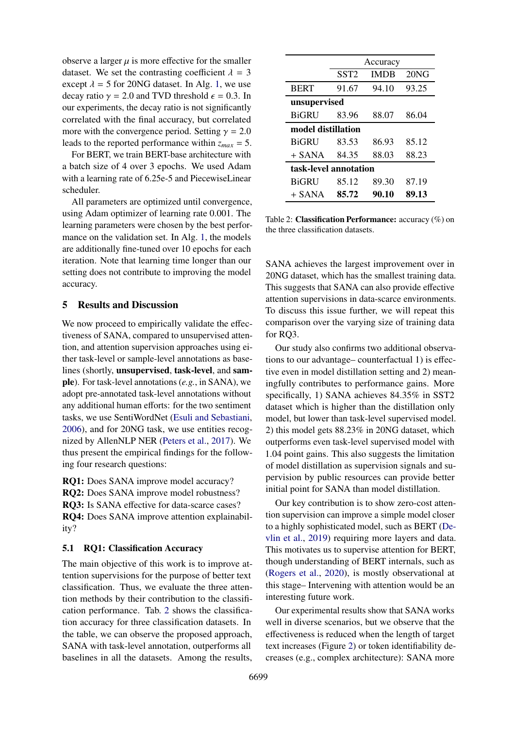observe a larger $\mu$ is more effective for the smaller dataset. We set the contrasting coefficient $\lambda = 3$ except $\lambda = 5$ for 20NG dataset. In Alg. 1, we use decay ratio $\gamma = 2.0$ and TVD threshold $\epsilon = 0.3$. In our experiments, the decay ratio is not significantly correlated with the final accuracy, but correlated more with the convergence period. Setting $\gamma = 2.0$ leads to the reported performance within $z_{max} = 5$.

For BERT, we train BERT-base architecture with a batch size of 4 over 3 epochs. We used Adam with a learning rate of 6.25e-5 and PiecewiseLinear scheduler.

All parameters are optimized until convergence, using Adam optimizer of learning rate 0.001. The learning parameters were chosen by the best performance on the validation set. In Alg. 1, the models are additionally fine-tuned over 10 epochs for each iteration. Note that learning time longer than our setting does not contribute to improving the model accuracy.

## 5 Results and Discussion

We now proceed to empirically validate the effectiveness of SANA, compared to unsupervised attention, and attention supervision approaches using either task-level or sample-level annotations as baselines (shortly, **unsupervised**, **task-level**, and **sample**). For task-level annotations (*e.g.*, in SANA), we adopt pre-annotated task-level annotations without any additional human efforts: for the two sentiment tasks, we use SentiWordNet (Esuli and Sebastiani, 2006), and for 20NG task, we use entities recognized by AllenNLP NER (Peters et al., 2017). We thus present the empirical findings for the following four research questions:

**RQ1:** Does SANA improve model accuracy?
**RQ2:** Does SANA improve model robustness?
**RQ3:** Is SANA effective for data-scarce cases?
**RQ4:** Does SANA improve attention explainability?

### 5.1 RQ1: Classification Accuracy

The main objective of this work is to improve attention supervisions for the purpose of better text classification. Thus, we evaluate the three attention methods by their contribution to the classification performance. Tab. 2 shows the classification accuracy for three classification datasets. In the table, we can observe the proposed approach, SANA with task-level annotation, outperforms all baselines in all the datasets. Among the results,

| | Accuracy | | |
|---|---|---|---|
| | SST2 | IMDB | 20NG |
| BERT | 91.67 | 94.10 | 93.25 |
| **unsupervised** | | | |
| BiGRU | 83.96 | 88.07 | 86.04 |
| **model distillation** | | | |
| BiGRU | 83.53 | 86.93 | 85.12 |
| + SANA | 84.35 | 88.03 | 88.23 |
| **task-level annotation** | | | |
| BiGRU | 85.12 | 89.30 | 87.19 |
| + SANA | **85.72** | **90.10** | **89.13** |

Table 2: **Classification Performance:** accuracy (%) on the three classification datasets.

SANA achieves the largest improvement over in 20NG dataset, which has the smallest training data. This suggests that SANA can also provide effective attention supervisions in data-scarce environments. To discuss this issue further, we will repeat this comparison over the varying size of training data for RQ3.

Our study also confirms two additional observations to our advantage– counterfactual 1) is effective even in model distillation setting and 2) meaningfully contributes to performance gains. More specifically, 1) SANA achieves 84.35% in SST2 dataset which is higher than the distillation only model, but lower than task-level supervised model. 2) this model gets 88.23% in 20NG dataset, which outperforms even task-level supervised model with 1.04 point gains. This also suggests the limitation of model distillation as supervision signals and supervision by public resources can provide better initial point for SANA than model distillation.

Our key contribution is to show zero-cost attention supervision can improve a simple model closer to a highly sophisticated model, such as BERT (Devlin et al., 2019) requiring more layers and data. This motivates us to supervise attention for BERT, though understanding of BERT internals, such as (Rogers et al., 2020), is mostly observational at this stage– Intervening with attention would be an interesting future work.

Our experimental results show that SANA works well in diverse scenarios, but we observe that the effectiveness is reduced when the length of target text increases (Figure 2) or token identifiability decreases (e.g., complex architecture): SANA more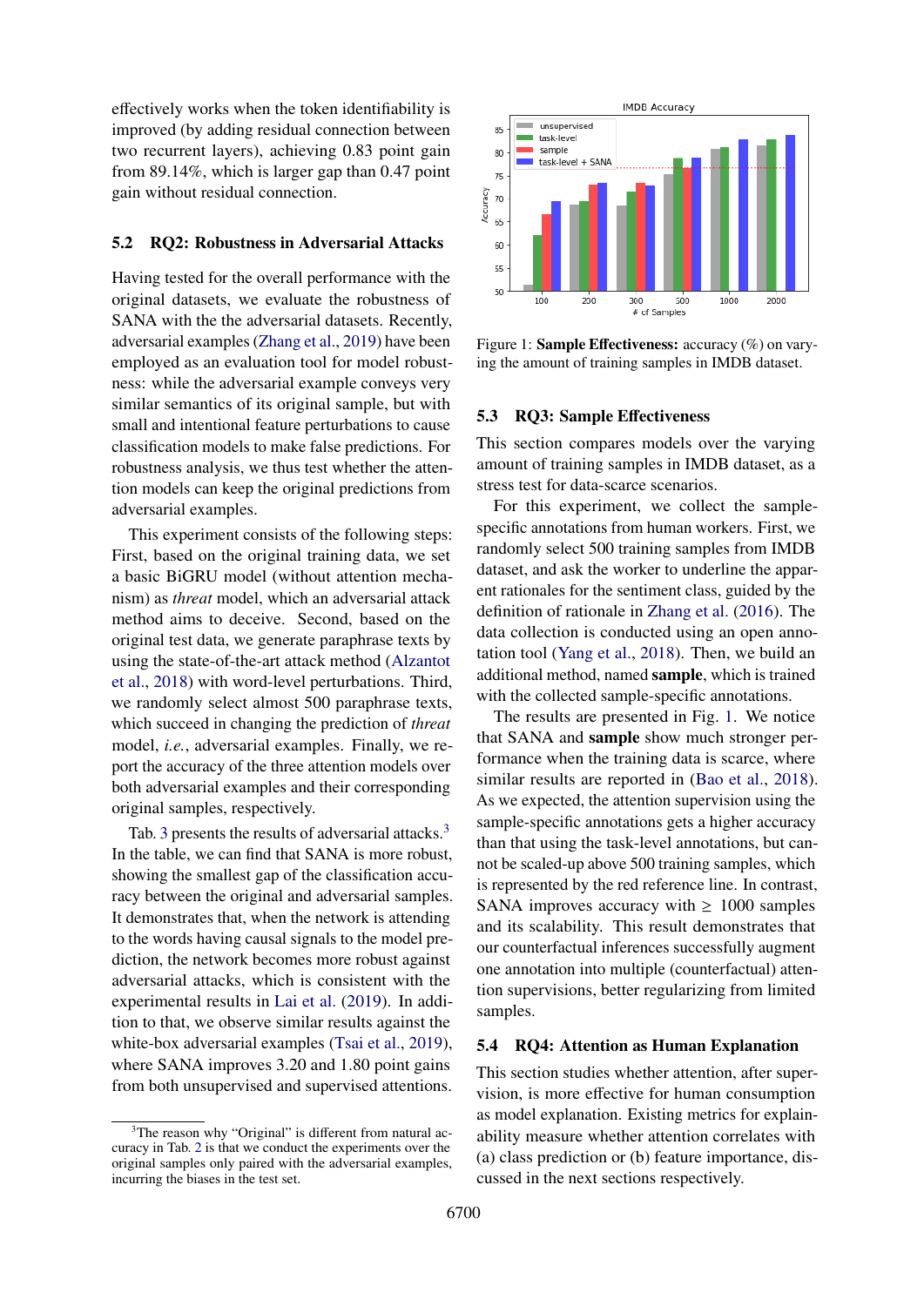effectively works when the token identifiability is improved (by adding residual connection between two recurrent layers), achieving 0.83 point gain from 89.14%, which is larger gap than 0.47 point gain without residual connection.

### 5.2 RQ2: Robustness in Adversarial Attacks

Having tested for the overall performance with the original datasets, we evaluate the robustness of SANA with the the adversarial datasets. Recently, adversarial examples (Zhang et al., 2019) have been employed as an evaluation tool for model robustness: while the adversarial example conveys very similar semantics of its original sample, but with small and intentional feature perturbations to cause classification models to make false predictions. For robustness analysis, we thus test whether the attention models can keep the original predictions from adversarial examples.

This experiment consists of the following steps: First, based on the original training data, we set a basic BiGRU model (without attention mechanism) as *threat* model, which an adversarial attack method aims to deceive. Second, based on the original test data, we generate paraphrase texts by using the state-of-the-art attack method (Alzantot et al., 2018) with word-level perturbations. Third, we randomly select almost 500 paraphrase texts, which succeed in changing the prediction of *threat* model, *i.e.*, adversarial examples. Finally, we report the accuracy of the three attention models over both adversarial examples and their corresponding original samples, respectively.

Tab. 3 presents the results of adversarial attacks.[3] In the table, we can find that SANA is more robust, showing the smallest gap of the classification accuracy between the original and adversarial samples. It demonstrates that, when the network is attending to the words having causal signals to the model prediction, the network becomes more robust against adversarial attacks, which is consistent with the experimental results in Lai et al. (2019). In addition to that, we observe similar results against the white-box adversarial examples (Tsai et al., 2019), where SANA improves 3.20 and 1.80 point gains from both unsupervised and supervised attentions.

[3]The reason why "Original" is different from natural accuracy in Tab. 2 is that we conduct the experiments over the original samples only paired with the adversarial examples, incurring the biases in the test set.

Figure 1: **Sample Effectiveness:** accuracy (%) on varying the amount of training samples in IMDB dataset.

### 5.3 RQ3: Sample Effectiveness

This section compares models over the varying amount of training samples in IMDB dataset, as a stress test for data-scarce scenarios.

For this experiment, we collect the sample-specific annotations from human workers. First, we randomly select 500 training samples from IMDB dataset, and ask the worker to underline the apparent rationales for the sentiment class, guided by the definition of rationale in Zhang et al. (2016). The data collection is conducted using an open annotation tool (Yang et al., 2018). Then, we build an additional method, named **sample**, which is trained with the collected sample-specific annotations.

The results are presented in Fig. 1. We notice that SANA and **sample** show much stronger performance when the training data is scarce, where similar results are reported in (Bao et al., 2018). As we expected, the attention supervision using the sample-specific annotations gets a higher accuracy than that using the task-level annotations, but cannot be scaled-up above 500 training samples, which is represented by the red reference line. In contrast, SANA improves accuracy with $\geq$ 1000 samples and its scalability. This result demonstrates that our counterfactual inferences successfully augment one annotation into multiple (counterfactual) attention supervisions, better regularizing from limited samples.

### 5.4 RQ4: Attention as Human Explanation

This section studies whether attention, after supervision, is more effective for human consumption as model explanation. Existing metrics for explainability measure whether attention correlates with (a) class prediction or (b) feature importance, discussed in the next sections respectively.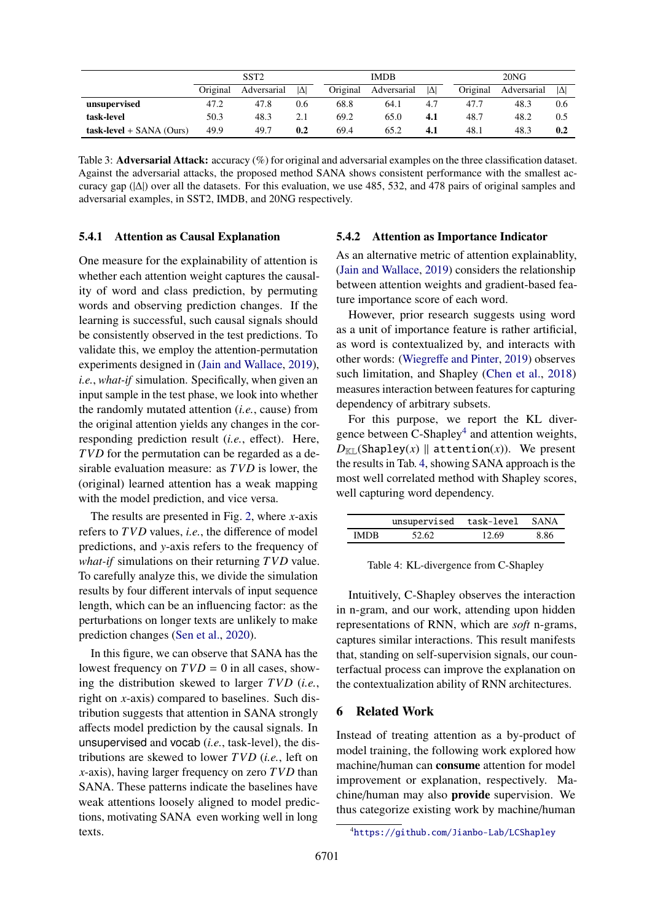| | SST2 | | | IMDB | | | 20NG | | |
|---|---|---|---|---|---|---|---|---|---|
| | Original | Adversarial | $\|\Delta\|$ | Original | Adversarial | $\|\Delta\|$ | Original | Adversarial | $\|\Delta\|$ |
| **unsupervised** | 47.2 | 47.8 | 0.6 | 68.8 | 64.1 | 4.7 | 47.7 | 48.3 | 0.6 |
| **task-level** | 50.3 | 48.3 | 2.1 | 69.2 | 65.0 | **4.1** | 48.7 | 48.2 | 0.5 |
| **task-level** + SANA (Ours) | 49.9 | 49.7 | **0.2** | 69.4 | 65.2 | **4.1** | 48.1 | 48.3 | **0.2** |

Table 3: **Adversarial Attack:** accuracy (%) for original and adversarial examples on the three classification dataset. Against the adversarial attacks, the proposed method SANA shows consistent performance with the smallest accuracy gap ($|\Delta|$) over all the datasets. For this evaluation, we use 485, 532, and 478 pairs of original samples and adversarial examples, in SST2, IMDB, and 20NG respectively.

### 5.4.1 Attention as Causal Explanation

One measure for the explainability of attention is whether each attention weight captures the causality of word and class prediction, by permuting words and observing prediction changes. If the learning is successful, such causal signals should be consistently observed in the test predictions. To validate this, we employ the attention-permutation experiments designed in (Jain and Wallace, 2019), *i.e.*, *what-if* simulation. Specifically, when given an input sample in the test phase, we look into whether the randomly mutated attention (*i.e.*, cause) from the original attention yields any changes in the corresponding prediction result (*i.e.*, effect). Here, $TVD$ for the permutation can be regarded as a desirable evaluation measure: as $TVD$ is lower, the (original) learned attention has a weak mapping with the model prediction, and vice versa.

The results are presented in Fig. 2, where $x$-axis refers to $TVD$ values, *i.e.*, the difference of model predictions, and $y$-axis refers to the frequency of *what-if* simulations on their returning $TVD$ value. To carefully analyze this, we divide the simulation results by four different intervals of input sequence length, which can be an influencing factor: as the perturbations on longer texts are unlikely to make prediction changes (Sen et al., 2020).

In this figure, we can observe that SANA has the lowest frequency on $TVD = 0$ in all cases, showing the distribution skewed to larger $TVD$ (*i.e.*, right on $x$-axis) compared to baselines. Such distribution suggests that attention in SANA strongly affects model prediction by the causal signals. In unsupervised and vocab (*i.e.*, task-level), the distributions are skewed to lower $TVD$ (*i.e.*, left on $x$-axis), having larger frequency on zero $TVD$ than SANA. These patterns indicate the baselines have weak attentions loosely aligned to model predictions, motivating SANA even working well in long texts.

### 5.4.2 Attention as Importance Indicator

As an alternative metric of attention explainablity, (Jain and Wallace, 2019) considers the relationship between attention weights and gradient-based feature importance score of each word.

However, prior research suggests using word as a unit of importance feature is rather artificial, as word is contextualized by, and interacts with other words: (Wiegreffe and Pinter, 2019) observes such limitation, and Shapley (Chen et al., 2018) measures interaction between features for capturing dependency of arbitrary subsets.

For this purpose, we report the KL divergence between C-Shapley[4] and attention weights, $D_{\mathbb{KL}}(\texttt{Shapley}(x) \parallel \texttt{attention}(x))$. We present the results in Tab. 4, showing SANA approach is the most well correlated method with Shapley scores, well capturing word dependency.

| | unsupervised | task-level | SANA |
|---|---|---|---|
| IMDB | 52.62 | 12.69 | 8.86 |

Table 4: KL-divergence from C-Shapley

Intuitively, C-Shapley observes the interaction in n-gram, and our work, attending upon hidden representations of RNN, which are *soft* n-grams, captures similar interactions. This result manifests that, standing on self-supervision signals, our counterfactual process can improve the explanation on the contextualization ability of RNN architectures.

## 6 Related Work

Instead of treating attention as a by-product of model training, the following work explored how machine/human can **consume** attention for model improvement or explanation, respectively. Machine/human may also **provide** supervision. We thus categorize existing work by machine/human

[4] https://github.com/Jianbo-Lab/LCShapley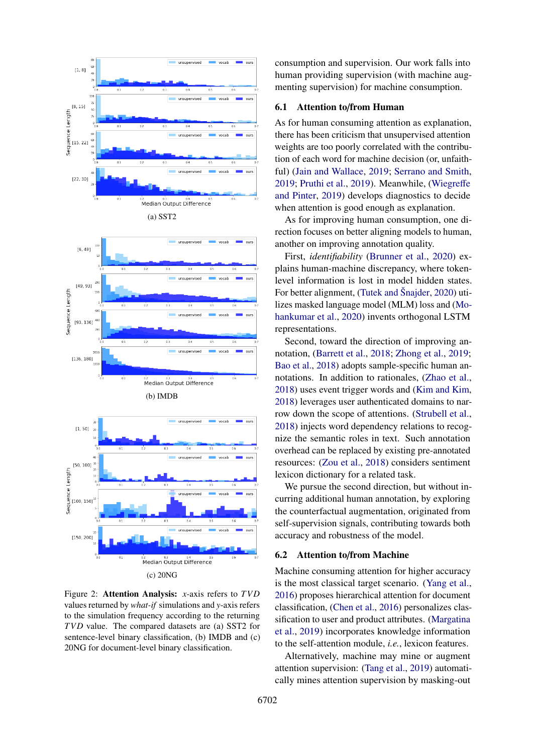(a) SST2

(b) IMDB

(c) 20NG

Figure 2: **Attention Analysis:** $x$-axis refers to $TVD$ values returned by *what-if* simulations and $y$-axis refers to the simulation frequency according to the returning $TVD$ value. The compared datasets are (a) SST2 for sentence-level binary classification, (b) IMDB and (c) 20NG for document-level binary classification.

consumption and supervision. Our work falls into human providing supervision (with machine augmenting supervision) for machine consumption.

## 6.1 Attention to/from Human

As for human consuming attention as explanation, there has been criticism that unsupervised attention weights are too poorly correlated with the contribution of each word for machine decision (or, unfaithful) (Jain and Wallace, 2019; Serrano and Smith, 2019; Pruthi et al., 2019). Meanwhile, (Wiegreffe and Pinter, 2019) develops diagnostics to decide when attention is good enough as explanation.

As for improving human consumption, one direction focuses on better aligning models to human, another on improving annotation quality.

First, *identifiability* (Brunner et al., 2020) explains human-machine discrepancy, where token-level information is lost in model hidden states. For better alignment, (Tutek and Šnajder, 2020) utilizes masked language model (MLM) loss and (Mohankumar et al., 2020) invents orthogonal LSTM representations.

Second, toward the direction of improving annotation, (Barrett et al., 2018; Zhong et al., 2019; Bao et al., 2018) adopts sample-specific human annotations. In addition to rationales, (Zhao et al., 2018) uses event trigger words and (Kim and Kim, 2018) leverages user authenticated domains to narrow down the scope of attentions. (Strubell et al., 2018) injects word dependency relations to recognize the semantic roles in text. Such annotation overhead can be replaced by existing pre-annotated resources: (Zou et al., 2018) considers sentiment lexicon dictionary for a related task.

We pursue the second direction, but without incurring additional human annotation, by exploring the counterfactual augmentation, originated from self-supervision signals, contributing towards both accuracy and robustness of the model.

## 6.2 Attention to/from Machine

Machine consuming attention for higher accuracy is the most classical target scenario. (Yang et al., 2016) proposes hierarchical attention for document classification, (Chen et al., 2016) personalizes classification to user and product attributes. (Margatina et al., 2019) incorporates knowledge information to the self-attention module, *i.e.*, lexicon features.

Alternatively, machine may mine or augment attention supervision: (Tang et al., 2019) automatically mines attention supervision by masking-out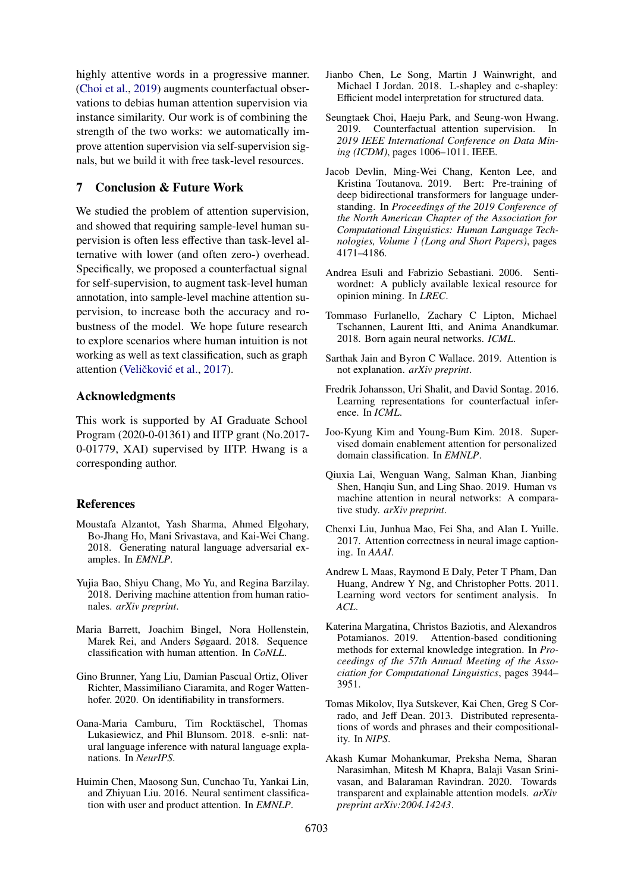highly attentive words in a progressive manner. (Choi et al., 2019) augments counterfactual observations to debias human attention supervision via instance similarity. Our work is of combining the strength of the two works: we automatically improve attention supervision via self-supervision signals, but we build it with free task-level resources.

## 7 Conclusion & Future Work

We studied the problem of attention supervision, and showed that requiring sample-level human supervision is often less effective than task-level alternative with lower (and often zero-) overhead. Specifically, we proposed a counterfactual signal for self-supervision, to augment task-level human annotation, into sample-level machine attention supervision, to increase both the accuracy and robustness of the model. We hope future research to explore scenarios where human intuition is not working as well as text classification, such as graph attention (Veličković et al., 2017).

## Acknowledgments

This work is supported by AI Graduate School Program (2020-0-01361) and IITP grant (No.2017-0-01779, XAI) supervised by IITP. Hwang is a corresponding author.

## References

Moustafa Alzantot, Yash Sharma, Ahmed Elgohary, Bo-Jhang Ho, Mani Srivastava, and Kai-Wei Chang. 2018. Generating natural language adversarial examples. In *EMNLP*.

Yujia Bao, Shiyu Chang, Mo Yu, and Regina Barzilay. 2018. Deriving machine attention from human rationales. *arXiv preprint*.

Maria Barrett, Joachim Bingel, Nora Hollenstein, Marek Rei, and Anders Søgaard. 2018. Sequence classification with human attention. In *CoNLL*.

Gino Brunner, Yang Liu, Damian Pascual Ortiz, Oliver Richter, Massimiliano Ciaramita, and Roger Wattenhofer. 2020. On identifiability in transformers.

Oana-Maria Camburu, Tim Rocktäschel, Thomas Lukasiewicz, and Phil Blunsom. 2018. e-snli: natural language inference with natural language explanations. In *NeurIPS*.

Huimin Chen, Maosong Sun, Cunchao Tu, Yankai Lin, and Zhiyuan Liu. 2016. Neural sentiment classification with user and product attention. In *EMNLP*.

Jianbo Chen, Le Song, Martin J Wainwright, and Michael I Jordan. 2018. L-shapley and c-shapley: Efficient model interpretation for structured data.

Seungtaek Choi, Haeju Park, and Seung-won Hwang. 2019. Counterfactual attention supervision. In *2019 IEEE International Conference on Data Mining (ICDM)*, pages 1006–1011. IEEE.

Jacob Devlin, Ming-Wei Chang, Kenton Lee, and Kristina Toutanova. 2019. Bert: Pre-training of deep bidirectional transformers for language understanding. In *Proceedings of the 2019 Conference of the North American Chapter of the Association for Computational Linguistics: Human Language Technologies, Volume 1 (Long and Short Papers)*, pages 4171–4186.

Andrea Esuli and Fabrizio Sebastiani. 2006. Sentiwordnet: A publicly available lexical resource for opinion mining. In *LREC*.

Tommaso Furlanello, Zachary C Lipton, Michael Tschannen, Laurent Itti, and Anima Anandkumar. 2018. Born again neural networks. *ICML*.

Sarthak Jain and Byron C Wallace. 2019. Attention is not explanation. *arXiv preprint*.

Fredrik Johansson, Uri Shalit, and David Sontag. 2016. Learning representations for counterfactual inference. In *ICML*.

Joo-Kyung Kim and Young-Bum Kim. 2018. Supervised domain enablement attention for personalized domain classification. In *EMNLP*.

Qiuxia Lai, Wenguan Wang, Salman Khan, Jianbing Shen, Hanqiu Sun, and Ling Shao. 2019. Human vs machine attention in neural networks: A comparative study. *arXiv preprint*.

Chenxi Liu, Junhua Mao, Fei Sha, and Alan L Yuille. 2017. Attention correctness in neural image captioning. In *AAAI*.

Andrew L Maas, Raymond E Daly, Peter T Pham, Dan Huang, Andrew Y Ng, and Christopher Potts. 2011. Learning word vectors for sentiment analysis. In *ACL*.

Katerina Margatina, Christos Baziotis, and Alexandros Potamianos. 2019. Attention-based conditioning methods for external knowledge integration. In *Proceedings of the 57th Annual Meeting of the Association for Computational Linguistics*, pages 3944–3951.

Tomas Mikolov, Ilya Sutskever, Kai Chen, Greg S Corrado, and Jeff Dean. 2013. Distributed representations of words and phrases and their compositionality. In *NIPS*.

Akash Kumar Mohankumar, Preksha Nema, Sharan Narasimhan, Mitesh M Khapra, Balaji Vasan Srinivasan, and Balaraman Ravindran. 2020. Towards transparent and explainable attention models. *arXiv preprint arXiv:2004.14243*.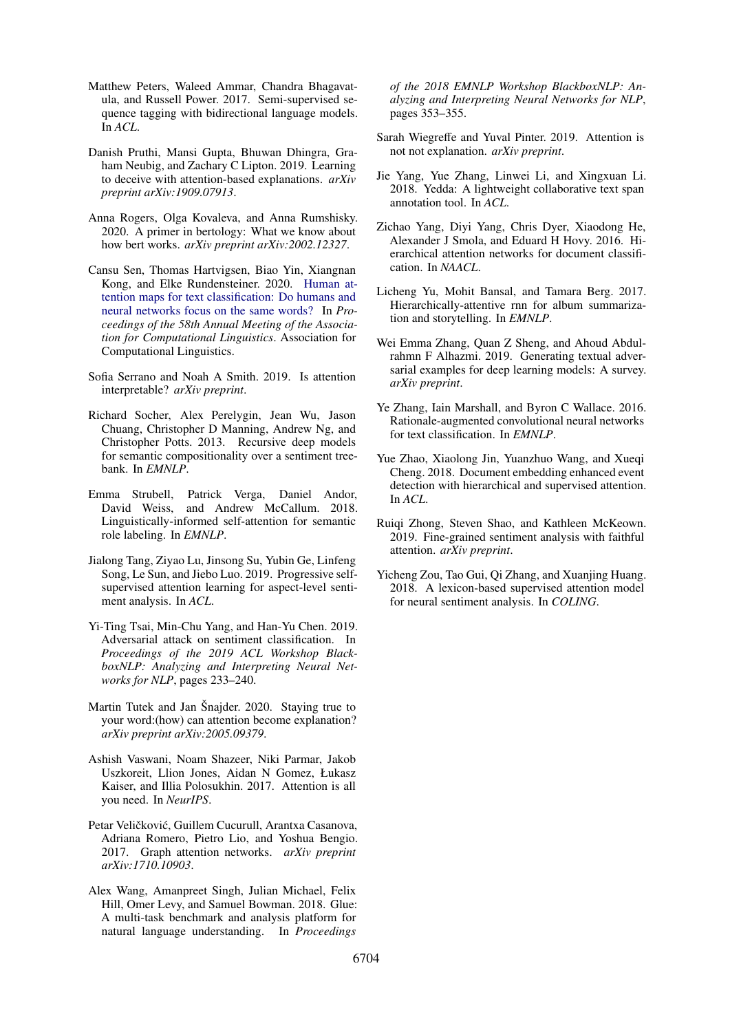Matthew Peters, Waleed Ammar, Chandra Bhagavatula, and Russell Power. 2017. Semi-supervised sequence tagging with bidirectional language models. In *ACL*.

Danish Pruthi, Mansi Gupta, Bhuwan Dhingra, Graham Neubig, and Zachary C Lipton. 2019. Learning to deceive with attention-based explanations. *arXiv preprint arXiv:1909.07913*.

Anna Rogers, Olga Kovaleva, and Anna Rumshisky. 2020. A primer in bertology: What we know about how bert works. *arXiv preprint arXiv:2002.12327*.

Cansu Sen, Thomas Hartvigsen, Biao Yin, Xiangnan Kong, and Elke Rundensteiner. 2020. Human attention maps for text classification: Do humans and neural networks focus on the same words? In *Proceedings of the 58th Annual Meeting of the Association for Computational Linguistics*. Association for Computational Linguistics.

Sofia Serrano and Noah A Smith. 2019. Is attention interpretable? *arXiv preprint*.

Richard Socher, Alex Perelygin, Jean Wu, Jason Chuang, Christopher D Manning, Andrew Ng, and Christopher Potts. 2013. Recursive deep models for semantic compositionality over a sentiment treebank. In *EMNLP*.

Emma Strubell, Patrick Verga, Daniel Andor, David Weiss, and Andrew McCallum. 2018. Linguistically-informed self-attention for semantic role labeling. In *EMNLP*.

Jialong Tang, Ziyao Lu, Jinsong Su, Yubin Ge, Linfeng Song, Le Sun, and Jiebo Luo. 2019. Progressive self-supervised attention learning for aspect-level sentiment analysis. In *ACL*.

Yi-Ting Tsai, Min-Chu Yang, and Han-Yu Chen. 2019. Adversarial attack on sentiment classification. In *Proceedings of the 2019 ACL Workshop BlackboxNLP: Analyzing and Interpreting Neural Networks for NLP*, pages 233–240.

Martin Tutek and Jan Šnajder. 2020. Staying true to your word:(how) can attention become explanation? *arXiv preprint arXiv:2005.09379*.

Ashish Vaswani, Noam Shazeer, Niki Parmar, Jakob Uszkoreit, Llion Jones, Aidan N Gomez, Łukasz Kaiser, and Illia Polosukhin. 2017. Attention is all you need. In *NeurIPS*.

Petar Veličković, Guillem Cucurull, Arantxa Casanova, Adriana Romero, Pietro Lio, and Yoshua Bengio. 2017. Graph attention networks. *arXiv preprint arXiv:1710.10903*.

Alex Wang, Amanpreet Singh, Julian Michael, Felix Hill, Omer Levy, and Samuel Bowman. 2018. Glue: A multi-task benchmark and analysis platform for natural language understanding. In *Proceedings of the 2018 EMNLP Workshop BlackboxNLP: Analyzing and Interpreting Neural Networks for NLP*, pages 353–355.

Sarah Wiegreffe and Yuval Pinter. 2019. Attention is not not explanation. *arXiv preprint*.

Jie Yang, Yue Zhang, Linwei Li, and Xingxuan Li. 2018. Yedda: A lightweight collaborative text span annotation tool. In *ACL*.

Zichao Yang, Diyi Yang, Chris Dyer, Xiaodong He, Alexander J Smola, and Eduard H Hovy. 2016. Hierarchical attention networks for document classification. In *NAACL*.

Licheng Yu, Mohit Bansal, and Tamara Berg. 2017. Hierarchically-attentive rnn for album summarization and storytelling. In *EMNLP*.

Wei Emma Zhang, Quan Z Sheng, and Ahoud Abdulrahmn F Alhazmi. 2019. Generating textual adversarial examples for deep learning models: A survey. *arXiv preprint*.

Ye Zhang, Iain Marshall, and Byron C Wallace. 2016. Rationale-augmented convolutional neural networks for text classification. In *EMNLP*.

Yue Zhao, Xiaolong Jin, Yuanzhuo Wang, and Xueqi Cheng. 2018. Document embedding enhanced event detection with hierarchical and supervised attention. In *ACL*.

Ruiqi Zhong, Steven Shao, and Kathleen McKeown. 2019. Fine-grained sentiment analysis with faithful attention. *arXiv preprint*.

Yicheng Zou, Tao Gui, Qi Zhang, and Xuanjing Huang. 2018. A lexicon-based supervised attention model for neural sentiment analysis. In *COLING*.